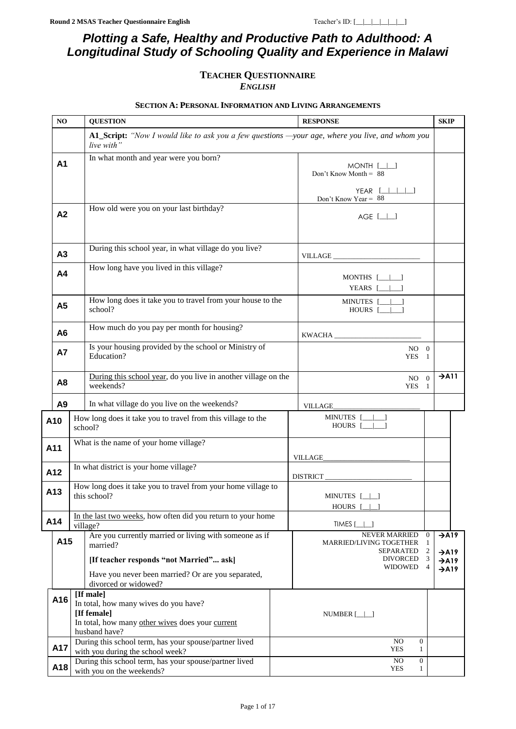# *Plotting a Safe, Healthy and Productive Path to Adulthood: A Longitudinal Study of Schooling Quality and Experience in Malawi*

## TEACHER QUESTIONNAIRE
### *ENGLISH*

#### SECTION A: PERSONAL INFORMATION AND LIVING ARRANGEMENTS

| NO | QUESTION | RESPONSE | SKIP |
|---|---|---|---|
| | **A1_Script:** *"Now I would like to ask you a few questions —your age, where you live, and whom you live with"* | | |
| **A1** | In what month and year were you born? | MONTH [__\|__]<br>Don't Know Month = 88<br>YEAR [__\|__\|__\|__]<br>Don't Know Year = 88 | |
| **A2** | How old were you on your last birthday? | AGE [__\|__] | |
| **A3** | During this school year, in what village do you live? | VILLAGE ________________ | |
| **A4** | How long have you lived in this village? | MONTHS [___\|___]<br>YEARS [___\|___] | |
| **A5** | How long does it take you to travel from your house to the school? | MINUTES [___\|___]<br>HOURS [___\|___] | |
| **A6** | How much do you pay per month for housing? | KWACHA ________________ | |
| **A7** | Is your housing provided by the school or Ministry of Education? | NO 0<br>YES 1 | |
| **A8** | <u>During this school year</u>, do you live in another village on the weekends? | NO 0<br>YES 1 | →A11 |
| **A9** | In what village do you live on the weekends? | VILLAGE________________ | |
| **A10** | How long does it take you to travel from this village to the school? | MINUTES [___\|___]<br>HOURS [___\|___] | |
| **A11** | What is the name of your home village? | VILLAGE________________ | |
| **A12** | In what district is your home village? | DISTRICT ________________ | |
| **A13** | How long does it take you to travel from your home village to this school? | MINUTES [__\|__]<br>HOURS [__\|__] | |
| **A14** | <u>In the last two weeks</u>, how often did you return to your home village? | TIMES [__\|__] | |
| **A15** | Are you currently married or living with someone as if married?<br>**[If teacher responds "not Married"... ask]**<br>Have you never been married? Or are you separated, divorced or widowed? | NEVER MARRIED 0<br>MARRIED/LIVING TOGETHER 1<br>SEPARATED 2<br>DIVORCED 3<br>WIDOWED 4 | →A19<br><br>→A19<br>→A19<br>→A19 |
| **A16** | **[If male]**<br>In total, how many wives do you have?<br>**[If female]**<br>In total, how many <u>other wives</u> does your <u>current</u> husband have? | NUMBER [__\|__] | |
| **A17** | During this school term, has your spouse/partner lived with you during the school week? | NO 0<br>YES 1 | |
| **A18** | During this school term, has your spouse/partner lived with you on the weekends? | NO 0<br>YES 1 | |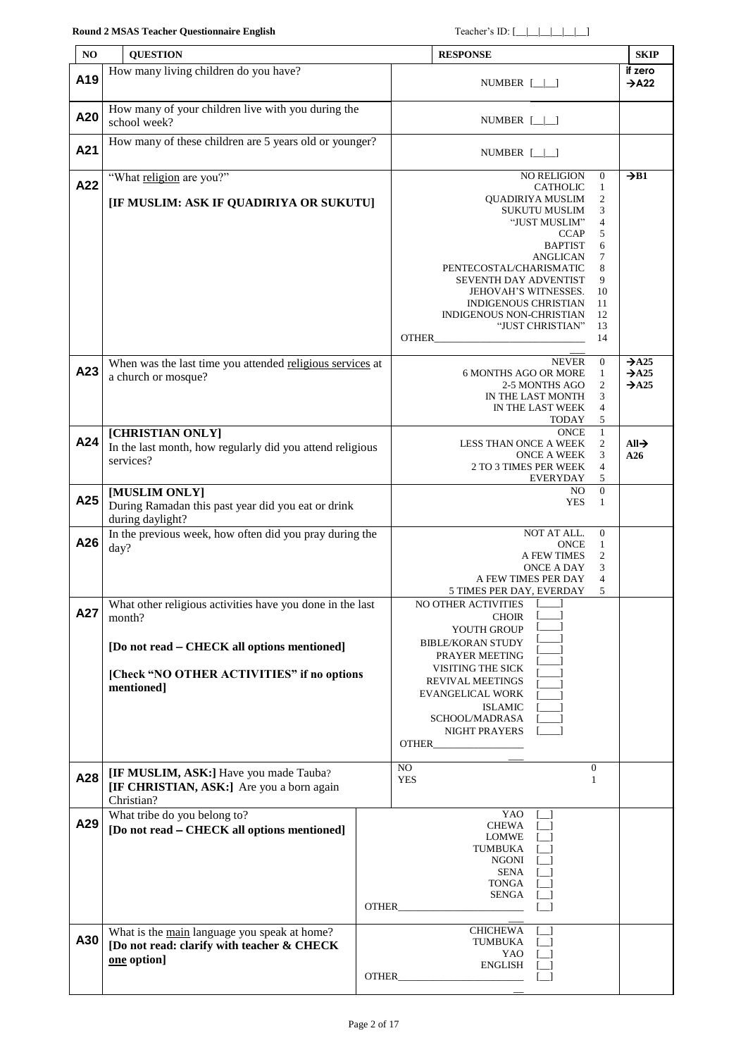| NO | QUESTION | RESPONSE | SKIP |
|---|---|---|---|
| **A19** | How many living children do you have? | NUMBER [__\|__] | if zero →A22 |
| **A20** | How many of your children live with you during the school week? | NUMBER [__\|__] | |
| **A21** | How many of these children are 5 years old or younger? | NUMBER [__\|__] | |
| **A22** | "What <u>religion</u> are you?"<br><br>**[IF MUSLIM: ASK IF QUADIRIYA OR SUKUTU]** | NO RELIGION 0<br>CATHOLIC 1<br>QUADIRIYA MUSLIM 2<br>SUKUTU MUSLIM 3<br>"JUST MUSLIM" 4<br>CCAP 5<br>BAPTIST 6<br>ANGLICAN 7<br>PENTECOSTAL/CHARISMATIC 8<br>SEVENTH DAY ADVENTIST 9<br>JEHOVAH'S WITNESSES. 10<br>INDIGENOUS CHRISTIAN 11<br>INDIGENOUS NON-CHRISTIAN 12<br>"JUST CHRISTIAN" 13<br>OTHER___________________ 14 | →B1 |
| **A23** | When was the last time you attended <u>religious services</u> at a church or mosque? | NEVER 0<br>6 MONTHS AGO OR MORE 1<br>2-5 MONTHS AGO 2<br>IN THE LAST MONTH 3<br>IN THE LAST WEEK 4<br>TODAY 5 | →A25<br>→A25<br>→A25 |
| **A24** | **[CHRISTIAN ONLY]**<br>In the last month, how regularly did you attend religious services? | ONCE 1<br>LESS THAN ONCE A WEEK 2<br>ONCE A WEEK 3<br>2 TO 3 TIMES PER WEEK 4<br>EVERYDAY 5 | All→ A26 |
| **A25** | **[MUSLIM ONLY]**<br>During Ramadan this past year did you eat or drink during daylight? | NO 0<br>YES 1 | |
| **A26** | In the previous week, how often did you pray during the day? | NOT AT ALL. 0<br>ONCE 1<br>A FEW TIMES 2<br>ONCE A DAY 3<br>A FEW TIMES PER DAY 4<br>5 TIMES PER DAY, EVERDAY 5 | |
| **A27** | What other religious activities have you done in the last month?<br><br>**[Do not read – CHECK all options mentioned]**<br><br>**[Check "NO OTHER ACTIVITIES" if no options mentioned]** | NO OTHER ACTIVITIES [___]<br>CHOIR [___]<br>YOUTH GROUP [___]<br>BIBLE/KORAN STUDY [___]<br>PRAYER MEETING [___]<br>VISITING THE SICK [___]<br>REVIVAL MEETINGS [___]<br>EVANGELICAL WORK [___]<br>ISLAMIC SCHOOL/MADRASA [___]<br>NIGHT PRAYERS [___]<br>OTHER___________________ | |
| **A28** | **[IF MUSLIM, ASK:]** Have you made Tauba?<br>**[IF CHRISTIAN, ASK:]** Are you a born again Christian? | NO 0<br>YES 1 | |
| **A29** | What tribe do you belong to?<br>**[Do not read – CHECK all options mentioned]** | YAO [__]<br>CHEWA [__]<br>LOMWE [__]<br>TUMBUKA [__]<br>NGONI [__]<br>SENA [__]<br>TONGA [__]<br>SENGA [__]<br>OTHER___________________ [__] | |
| **A30** | What is the <u>main</u> language you speak at home?<br>**[Do not read: clarify with teacher & CHECK <u>one</u> option]** | CHICHEWA [__]<br>TUMBUKA [__]<br>YAO [__]<br>ENGLISH [__]<br>OTHER___________________ [__] | |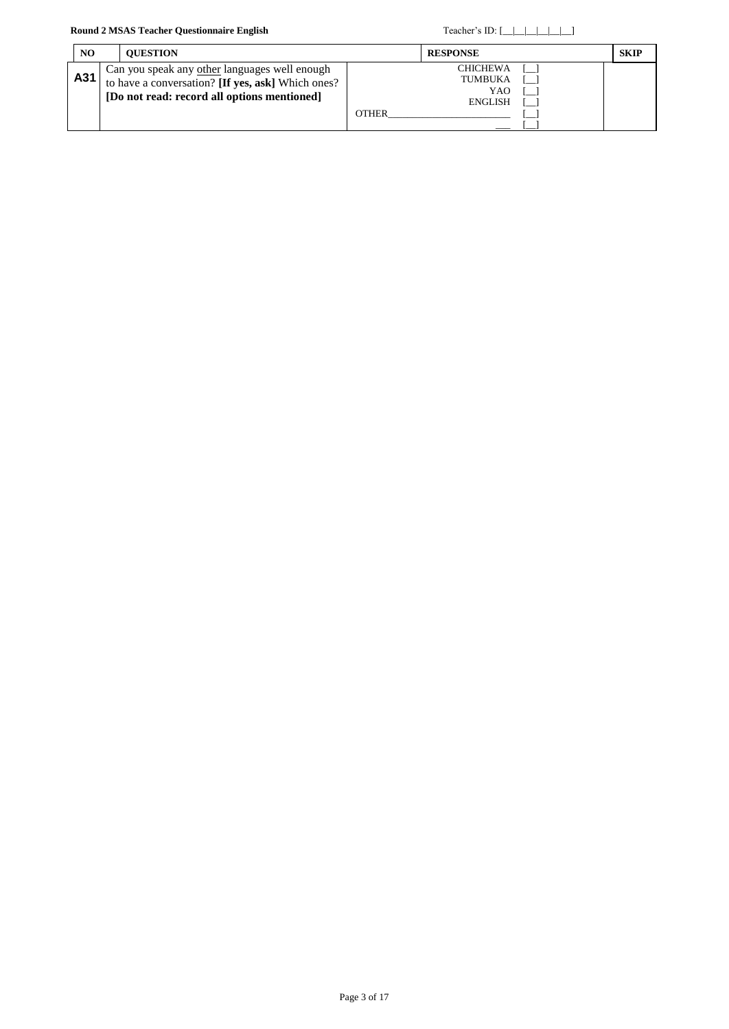| NO | QUESTION | RESPONSE | SKIP |
|---|---|---|---|
| A31 | Can you speak any <u>other</u> languages well enough to have a conversation? **[If yes, ask]** Which ones? **[Do not read: record all options mentioned]** | CHICHEWA [__]<br>TUMBUKA [__]<br>YAO [__]<br>ENGLISH [__]<br>OTHER________________________ [__]<br>___ [__] | |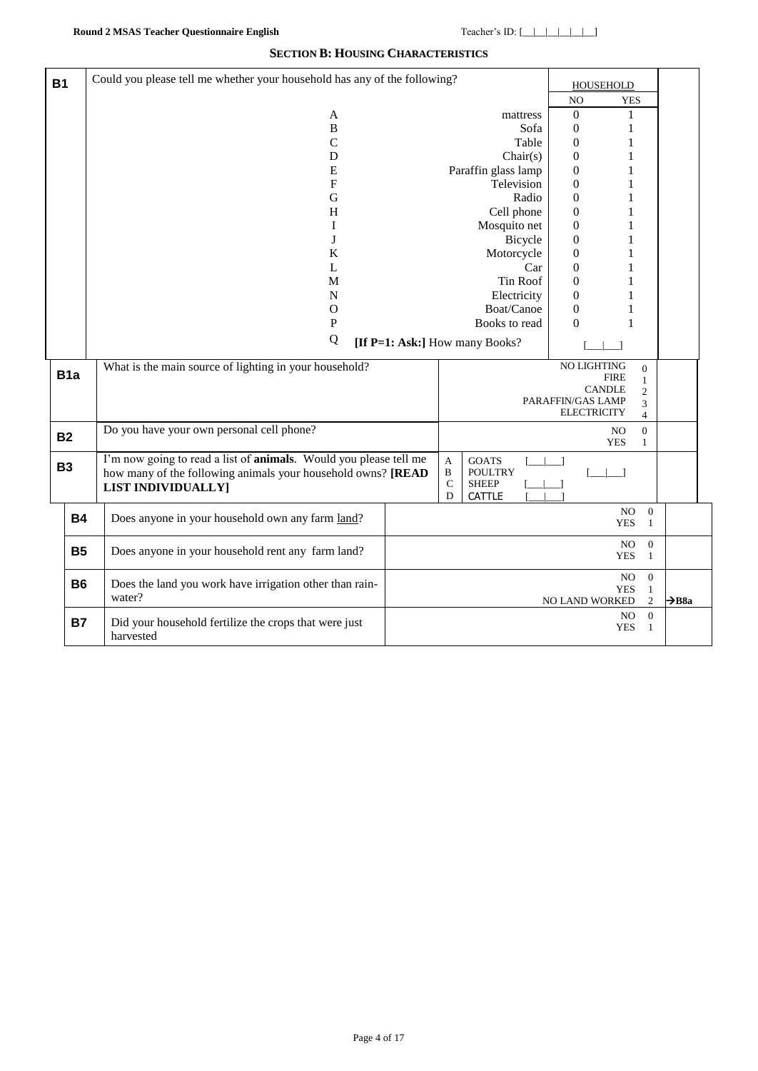## SECTION B: HOUSING CHARACTERISTICS

| | | | | | |
|---|---|---|---|---|---|
| **B1** | Could you please tell me whether your household has any of the following? | | HOUSEHOLD NO | YES | |
| | A | mattress | 0 | 1 | |
| | B | Sofa | 0 | 1 | |
| | C | Table | 0 | 1 | |
| | D | Chair(s) | 0 | 1 | |
| | E | Paraffin glass lamp | 0 | 1 | |
| | F | Television | 0 | 1 | |
| | G | Radio | 0 | 1 | |
| | H | Cell phone | 0 | 1 | |
| | I | Mosquito net | 0 | 1 | |
| | J | Bicycle | 0 | 1 | |
| | K | Motorcycle | 0 | 1 | |
| | L | Car | 0 | 1 | |
| | M | Tin Roof | 0 | 1 | |
| | N | Electricity | 0 | 1 | |
| | O | Boat/Canoe | 0 | 1 | |
| | P | Books to read | 0 | 1 | |
| | Q | **[If P=1: Ask:]** How many Books? | [__|__] | | |

| | | | |
|---|---|---|---|
| **B1a** | What is the main source of lighting in your household? | NO LIGHTING 0<br>FIRE 1<br>CANDLE 2<br>PARAFFIN/GAS LAMP 3<br>ELECTRICITY 4 | |
| **B2** | Do you have your own personal cell phone? | NO 0<br>YES 1 | |
| **B3** | I'm now going to read a list of **animals**. Would you please tell me how many of the following animals your household owns? **[READ LIST INDIVIDUALLY]** | A GOATS [__|__]<br>B POULTRY [__|__]<br>C SHEEP [__|__]<br>D CATTLE [__|__] | |
| **B4** | Does anyone in your household own any farm land? | NO 0<br>YES 1 | |
| **B5** | Does anyone in your household rent any farm land? | NO 0<br>YES 1 | |
| **B6** | Does the land you work have irrigation other than rain-water? | NO 0<br>YES 1<br>NO LAND WORKED 2 | →B8a |
| **B7** | Did your household fertilize the crops that were just harvested | NO 0<br>YES 1 | |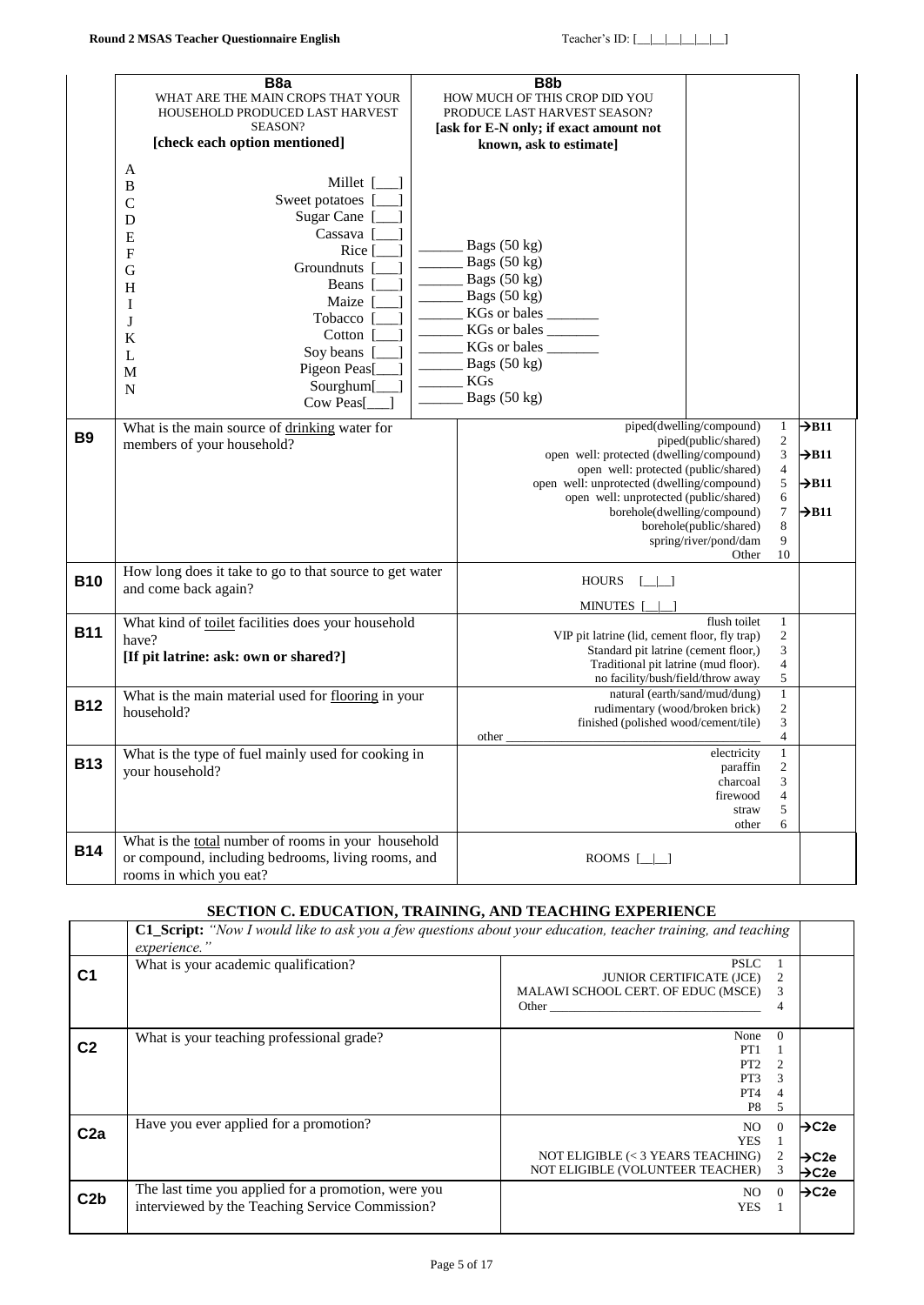| | B8a<br>WHAT ARE THE MAIN CROPS THAT YOUR HOUSEHOLD PRODUCED LAST HARVEST SEASON?<br>**[check each option mentioned]** | B8b<br>HOW MUCH OF THIS CROP DID YOU PRODUCE LAST HARVEST SEASON?<br>**[ask for E-N only; if exact amount not known, ask to estimate]** |
|---|---|---|
| A | Millet [___] | |
| B | Sweet potatoes [___] | |
| C | Sugar Cane [___] | |
| D | Cassava [___] | |
| E | Rice [___] | ______ Bags (50 kg) |
| F | Groundnuts [___] | ______ Bags (50 kg) |
| G | Beans [___] | ______ Bags (50 kg) |
| H | Maize [___] | ______ Bags (50 kg) |
| I | Tobacco [___] | ______ KGs or bales _______ |
| J | Cotton [___] | ______ KGs or bales _______ |
| K | Soy beans [___] | ______ KGs or bales _______ |
| L | Pigeon Peas[___] | ______ Bags (50 kg) |
| M | Sourghum[___] | ______ KGs |
| N | Cow Peas[___] | ______ Bags (50 kg) |

| | Question | Response | Code | Skip |
|---|---|---|---|---|
| **B9** | What is the main source of <u>drinking</u> water for members of your household? | piped(dwelling/compound) | 1 | →B11 |
| | | piped(public/shared) | 2 | |
| | | open well: protected (dwelling/compound) | 3 | →B11 |
| | | open well: protected (public/shared) | 4 | |
| | | open well: unprotected (dwelling/compound) | 5 | →B11 |
| | | open well: unprotected (public/shared) | 6 | |
| | | borehole(dwelling/compound) | 7 | →B11 |
| | | borehole(public/shared) | 8 | |
| | | spring/river/pond/dam | 9 | |
| | | Other | 10 | |
| **B10** | How long does it take to go to that source to get water and come back again? | HOURS [__\|__]<br>MINUTES [__\|__] | | |
| **B11** | What kind of <u>toilet</u> facilities does your household have?<br>**[If pit latrine: ask: own or shared?]** | flush toilet | 1 | |
| | | VIP pit latrine (lid, cement floor, fly trap) | 2 | |
| | | Standard pit latrine (cement floor,) | 3 | |
| | | Traditional pit latrine (mud floor). | 4 | |
| | | no facility/bush/field/throw away | 5 | |
| **B12** | What is the main material used for <u>flooring</u> in your household? | natural (earth/sand/mud/dung) | 1 | |
| | | rudimentary (wood/broken brick) | 2 | |
| | | finished (polished wood/cement/tile) | 3 | |
| | | other ___________________ | 4 | |
| **B13** | What is the type of fuel mainly used for cooking in your household? | electricity | 1 | |
| | | paraffin | 2 | |
| | | charcoal | 3 | |
| | | firewood | 4 | |
| | | straw | 5 | |
| | | other | 6 | |
| **B14** | What is the <u>total</u> number of rooms in your household or compound, including bedrooms, living rooms, and rooms in which you eat? | ROOMS [__\|__] | | |

## SECTION C. EDUCATION, TRAINING, AND TEACHING EXPERIENCE

| | Question | Response | Code | Skip |
|---|---|---|---|---|
| | **C1_Script:** *"Now I would like to ask you a few questions about your education, teacher training, and teaching experience."* | | | |
| **C1** | What is your academic qualification? | PSLC | 1 | |
| | | JUNIOR CERTIFICATE (JCE) | 2 | |
| | | MALAWI SCHOOL CERT. OF EDUC (MSCE) | 3 | |
| | | Other ___________________ | 4 | |
| **C2** | What is your teaching professional grade? | None | 0 | |
| | | PT1 | 1 | |
| | | PT2 | 2 | |
| | | PT3 | 3 | |
| | | PT4 | 4 | |
| | | P8 | 5 | |
| **C2a** | Have you ever applied for a promotion? | NO | 0 | →C2e |
| | | YES | 1 | |
| | | NOT ELIGIBLE (< 3 YEARS TEACHING) | 2 | →C2e |
| | | NOT ELIGIBLE (VOLUNTEER TEACHER) | 3 | →C2e |
| **C2b** | The last time you applied for a promotion, were you interviewed by the Teaching Service Commission? | NO | 0 | →C2e |
| | | YES | 1 | |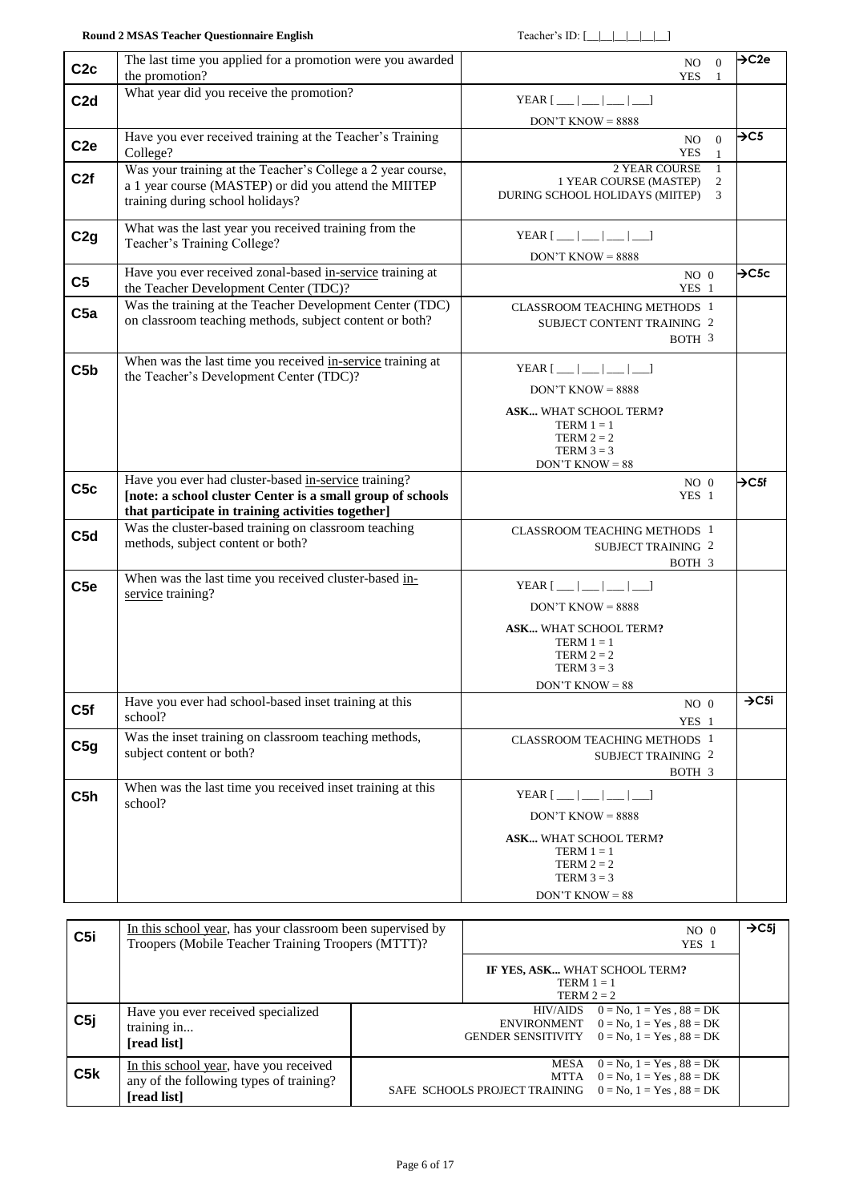| | | | |
|---|---|---|---|
| **C2c** | The last time you applied for a promotion were you awarded the promotion? | NO 0<br>YES 1 | →C2e |
| **C2d** | What year did you receive the promotion? | YEAR [ ___ \| ___ \| ___ \| ___]<br>DON'T KNOW = 8888 | |
| **C2e** | Have you ever received training at the Teacher's Training College? | NO 0<br>YES 1 | →C5 |
| **C2f** | Was your training at the Teacher's College a 2 year course, a 1 year course (MASTEP) or did you attend the MIITEP training during school holidays? | 2 YEAR COURSE 1<br>1 YEAR COURSE (MASTEP) 2<br>DURING SCHOOL HOLIDAYS (MIITEP) 3 | |
| **C2g** | What was the last year you received training from the Teacher's Training College? | YEAR [ ___ \| ___ \| ___ \| ___]<br>DON'T KNOW = 8888 | |
| **C5** | Have you ever received zonal-based in-service training at the Teacher Development Center (TDC)? | NO 0<br>YES 1 | →C5c |
| **C5a** | Was the training at the Teacher Development Center (TDC) on classroom teaching methods, subject content or both? | CLASSROOM TEACHING METHODS 1<br>SUBJECT CONTENT TRAINING 2<br>BOTH 3 | |
| **C5b** | When was the last time you received in-service training at the Teacher's Development Center (TDC)? | YEAR [ ___ \| ___ \| ___ \| ___]<br>DON'T KNOW = 8888<br>**ASK...** WHAT SCHOOL TERM**?**<br>TERM 1 = 1<br>TERM 2 = 2<br>TERM 3 = 3<br>DON'T KNOW = 88 | |
| **C5c** | Have you ever had cluster-based in-service training?<br>**[note: a school cluster Center is a small group of schools that participate in training activities together]** | NO 0<br>YES 1 | →C5f |
| **C5d** | Was the cluster-based training on classroom teaching methods, subject content or both? | CLASSROOM TEACHING METHODS 1<br>SUBJECT TRAINING 2<br>BOTH 3 | |
| **C5e** | When was the last time you received cluster-based in-service training? | YEAR [ ___ \| ___ \| ___ \| ___]<br>DON'T KNOW = 8888<br>**ASK...** WHAT SCHOOL TERM**?**<br>TERM 1 = 1<br>TERM 2 = 2<br>TERM 3 = 3<br>DON'T KNOW = 88 | |
| **C5f** | Have you ever had school-based inset training at this school? | NO 0<br>YES 1 | →C5i |
| **C5g** | Was the inset training on classroom teaching methods, subject content or both? | CLASSROOM TEACHING METHODS 1<br>SUBJECT TRAINING 2<br>BOTH 3 | |
| **C5h** | When was the last time you received inset training at this school? | YEAR [ ___ \| ___ \| ___ \| ___]<br>DON'T KNOW = 8888<br>**ASK...** WHAT SCHOOL TERM**?**<br>TERM 1 = 1<br>TERM 2 = 2<br>TERM 3 = 3<br>DON'T KNOW = 88 | |

| | | | |
|---|---|---|---|
| **C5i** | In this school year, has your classroom been supervised by Troopers (Mobile Teacher Training Troopers (MTTT)? | NO 0<br>YES 1<br>**IF YES, ASK...** WHAT SCHOOL TERM**?**<br>TERM 1 = 1<br>TERM 2 = 2 | →C5j |
| **C5j** | Have you ever received specialized training in...<br>**[read list]** | HIV/AIDS 0 = No, 1 = Yes , 88 = DK<br>ENVIRONMENT 0 = No, 1 = Yes , 88 = DK<br>GENDER SENSITIVITY 0 = No, 1 = Yes , 88 = DK | |
| **C5k** | In this school year, have you received any of the following types of training?<br>**[read list]** | MESA 0 = No, 1 = Yes , 88 = DK<br>MTTA 0 = No, 1 = Yes , 88 = DK<br>SAFE SCHOOLS PROJECT TRAINING 0 = No, 1 = Yes , 88 = DK | |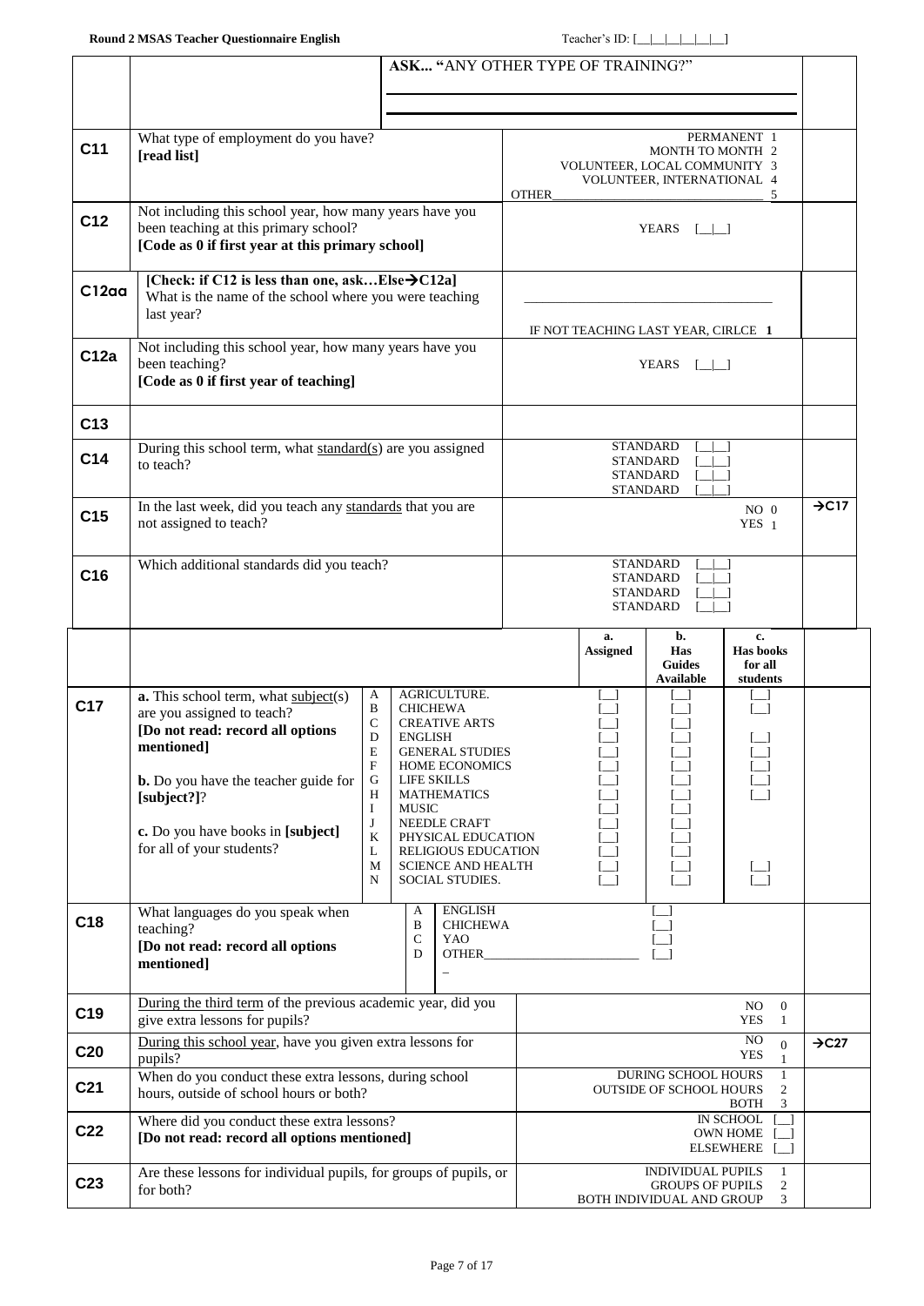Round 2 MSAS Teacher Questionnaire English — Teacher's ID: [__|__|__|__|__|__]

| | | | |
|---|---|---|---|
| | | ASK... "ANY OTHER TYPE OF TRAINING?" ________________ ________________ | |
| **C11** | What type of employment do you have? **[read list]** | PERMANENT 1<br>MONTH TO MONTH 2<br>VOLUNTEER, LOCAL COMMUNITY 3<br>VOLUNTEER, INTERNATIONAL 4<br>OTHER________________ 5 | |
| **C12** | Not including this school year, how many years have you been teaching at this primary school? **[Code as 0 if first year at this primary school]** | YEARS [__|__] | |
| **C12aa** | **[Check: if C12 is less than one, ask…Else→C12a]** What is the name of the school where you were teaching last year? | ________________<br>IF NOT TEACHING LAST YEAR, CIRLCE 1 | |
| **C12a** | Not including this school year, how many years have you been teaching? **[Code as 0 if first year of teaching]** | YEARS [__|__] | |
| **C13** | | | |
| **C14** | During this school term, what standard(s) are you assigned to teach? | STANDARD [__|__]<br>STANDARD [__|__]<br>STANDARD [__|__]<br>STANDARD [__|__] | |
| **C15** | In the last week, did you teach any standards that you are not assigned to teach? | NO 0<br>YES 1 | →C17 |
| **C16** | Which additional standards did you teach? | STANDARD [__|__]<br>STANDARD [__|__]<br>STANDARD [__|__]<br>STANDARD [__|__] | |

| | | | | a. Assigned | b. Has Guides Available | c. Has books for all students | |
|---|---|---|---|---|---|---|---|
| **C17** | **a.** This school term, what subject(s) are you assigned to teach? **[Do not read: record all options mentioned]**<br><br>**b.** Do you have the teacher guide for **[subject?]**?<br><br>**c.** Do you have books in **[subject]** for all of your students? | A | AGRICULTURE. | [__] | [__] | [__] | |
| | | B | CHICHEWA | [__] | [__] | [__] | |
| | | C | CREATIVE ARTS | [__] | [__] | | |
| | | D | ENGLISH | [__] | [__] | [__] | |
| | | E | GENERAL STUDIES | [__] | [__] | [__] | |
| | | F | HOME ECONOMICS | [__] | [__] | [__] | |
| | | G | LIFE SKILLS | [__] | [__] | [__] | |
| | | H | MATHEMATICS | [__] | [__] | [__] | |
| | | I | MUSIC | [__] | [__] | | |
| | | J | NEEDLE CRAFT | [__] | [__] | | |
| | | K | PHYSICAL EDUCATION | [__] | [__] | | |
| | | L | RELIGIOUS EDUCATION | [__] | [__] | | |
| | | M | SCIENCE AND HEALTH | [__] | [__] | [__] | |
| | | N | SOCIAL STUDIES. | [__] | [__] | [__] | |

| | | | |
|---|---|---|---|
| **C18** | What languages do you speak when teaching? **[Do not read: record all options mentioned]** | A ENGLISH [__]<br>B CHICHEWA [__]<br>C YAO [__]<br>D OTHER________________ [__] | |
| **C19** | During the third term of the previous academic year, did you give extra lessons for pupils? | NO 0<br>YES 1 | |
| **C20** | During this school year, have you given extra lessons for pupils? | NO 0<br>YES 1 | →C27 |
| **C21** | When do you conduct these extra lessons, during school hours, outside of school hours or both? | DURING SCHOOL HOURS 1<br>OUTSIDE OF SCHOOL HOURS 2<br>BOTH 3 | |
| **C22** | Where did you conduct these extra lessons? **[Do not read: record all options mentioned]** | IN SCHOOL [__]<br>OWN HOME [__]<br>ELSEWHERE [__] | |
| **C23** | Are these lessons for individual pupils, for groups of pupils, or for both? | INDIVIDUAL PUPILS 1<br>GROUPS OF PUPILS 2<br>BOTH INDIVIDUAL AND GROUP 3 | |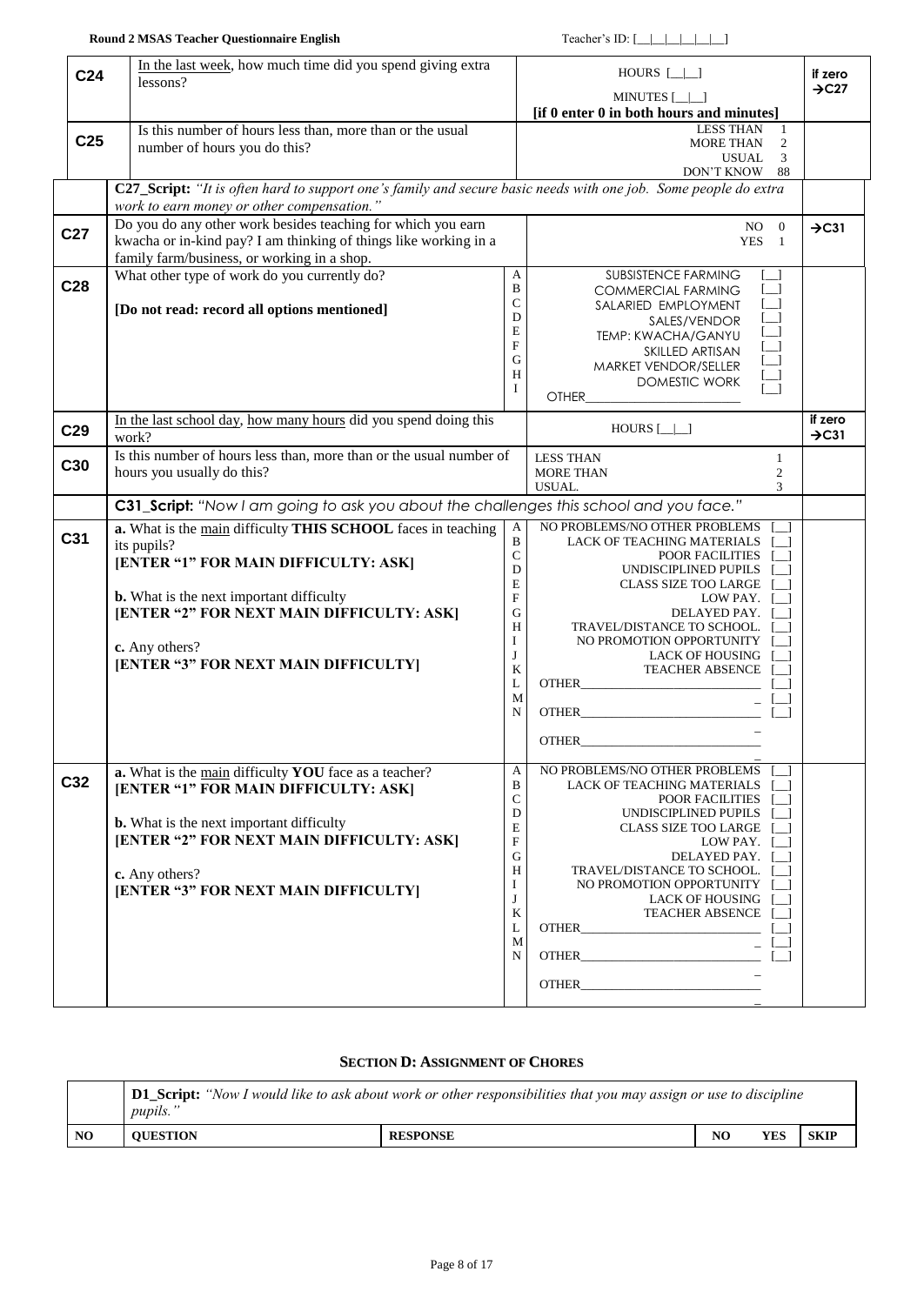| | | | |
|---|---|---|---|
| **C24** | In the last week, how much time did you spend giving extra lessons? | HOURS [__\|__]<br>MINUTES [__\|__]<br>**[if 0 enter 0 in both hours and minutes]** | **if zero →C27** |
| **C25** | Is this number of hours less than, more than or the usual number of hours you do this? | LESS THAN 1<br>MORE THAN 2<br>USUAL 3<br>DON'T KNOW 88 | |
| | **C27_Script:** *"It is often hard to support one's family and secure basic needs with one job. Some people do extra work to earn money or other compensation."* | | |
| **C27** | Do you do any other work besides teaching for which you earn kwacha or in-kind pay? I am thinking of things like working in a family farm/business, or working in a shop. | NO 0<br>YES 1 | **→C31** |
| **C28** | What other type of work do you currently do?<br><br>**[Do not read: record all options mentioned]** | A SUBSISTENCE FARMING [__]<br>B COMMERCIAL FARMING [__]<br>C SALARIED EMPLOYMENT [__]<br>D SALES/VENDOR [__]<br>E TEMP: KWACHA/GANYU [__]<br>F SKILLED ARTISAN [__]<br>G MARKET VENDOR/SELLER [__]<br>H DOMESTIC WORK [__]<br>I OTHER________________ [__] | |
| **C29** | In the last school day, how many hours did you spend doing this work? | HOURS [__\|__] | **if zero →C31** |
| **C30** | Is this number of hours less than, more than or the usual number of hours you usually do this? | LESS THAN 1<br>MORE THAN 2<br>USUAL. 3 | |
| | **C31_Script:** *"Now I am going to ask you about the challenges this school and you face."* | | |
| **C31** | **a.** What is the main difficulty **THIS SCHOOL** faces in teaching its pupils?<br>**[ENTER "1" FOR MAIN DIFFICULTY: ASK]**<br><br>**b.** What is the next important difficulty<br>**[ENTER "2" FOR NEXT MAIN DIFFICULTY: ASK]**<br><br>c. Any others?<br>**[ENTER "3" FOR NEXT MAIN DIFFICULTY]** | A NO PROBLEMS/NO OTHER PROBLEMS [__]<br>B LACK OF TEACHING MATERIALS [__]<br>C POOR FACILITIES [__]<br>D UNDISCIPLINED PUPILS [__]<br>E CLASS SIZE TOO LARGE [__]<br>F LOW PAY. [__]<br>G DELAYED PAY. [__]<br>H TRAVEL/DISTANCE TO SCHOOL. [__]<br>I NO PROMOTION OPPORTUNITY [__]<br>J LACK OF HOUSING [__]<br>K TEACHER ABSENCE [__]<br>L OTHER________________ [__]<br>M OTHER________________ [__]<br>N OTHER________________ [__] | |
| **C32** | **a.** What is the main difficulty **YOU** face as a teacher?<br>**[ENTER "1" FOR MAIN DIFFICULTY: ASK]**<br><br>**b.** What is the next important difficulty<br>**[ENTER "2" FOR NEXT MAIN DIFFICULTY: ASK]**<br><br>c. Any others?<br>**[ENTER "3" FOR NEXT MAIN DIFFICULTY]** | A NO PROBLEMS/NO OTHER PROBLEMS [__]<br>B LACK OF TEACHING MATERIALS [__]<br>C POOR FACILITIES [__]<br>D UNDISCIPLINED PUPILS [__]<br>E CLASS SIZE TOO LARGE [__]<br>F LOW PAY. [__]<br>G DELAYED PAY. [__]<br>H TRAVEL/DISTANCE TO SCHOOL. [__]<br>I NO PROMOTION OPPORTUNITY [__]<br>J LACK OF HOUSING [__]<br>K TEACHER ABSENCE [__]<br>L OTHER________________ [__]<br>M OTHER________________ [__]<br>N OTHER________________ | |

## SECTION D: ASSIGNMENT OF CHORES

| | | | | | |
|---|---|---|---|---|---|
| | **D1_Script:** *"Now I would like to ask about work or other responsibilities that you may assign or use to discipline pupils."* | | | | |
| **NO** | **QUESTION** | **RESPONSE** | **NO** | **YES** | **SKIP** |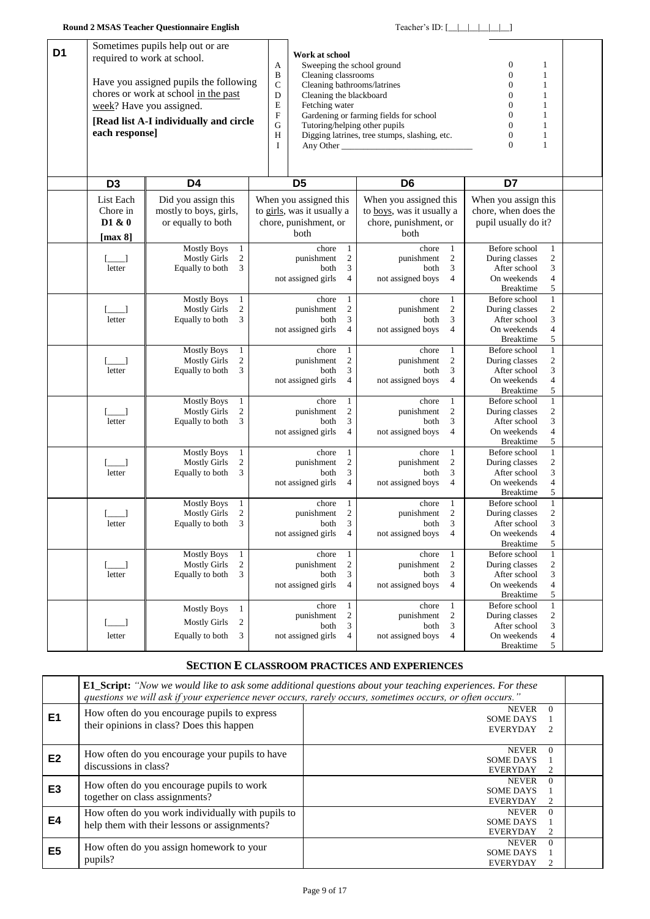| D1 | Sometimes pupils help out or are required to work at school.<br><br>Have you assigned pupils the following chores or work at school in the past week? Have you assigned.<br><br>**[Read list A-I individually and circle each response]** | | **Work at school** | | | |
|---|---|---|---|---|---|---|
| | | A | Sweeping the school ground | 0 | 1 | |
| | | B | Cleaning classrooms | 0 | 1 | |
| | | C | Cleaning bathrooms/latrines | 0 | 1 | |
| | | D | Cleaning the blackboard | 0 | 1 | |
| | | E | Fetching water | 0 | 1 | |
| | | F | Gardening or farming fields for school | 0 | 1 | |
| | | G | Tutoring/helping other pupils | 0 | 1 | |
| | | H | Digging latrines, tree stumps, slashing, etc. | 0 | 1 | |
| | | I | Any Other ______________________________ | 0 | 1 | |

| | D3 | D4 | D5 | D6 | D7 | |
|---|---|---|---|---|---|---|
| | List Each Chore in D1 & 0 **[max 8]** | Did you assign this mostly to boys, girls, or equally to both | When you assigned this to girls, was it usually a chore, punishment, or both | When you assigned this to boys, was it usually a chore, punishment, or both | When you assign this chore, when does the pupil usually do it? | |
| | [___] letter | Mostly Boys 1<br>Mostly Girls 2<br>Equally to both 3 | chore 1<br>punishment 2<br>both 3<br>not assigned girls 4 | chore 1<br>punishment 2<br>both 3<br>not assigned boys 4 | Before school 1<br>During classes 2<br>After school 3<br>On weekends 4<br>Breaktime 5 | |
| | [___] letter | Mostly Boys 1<br>Mostly Girls 2<br>Equally to both 3 | chore 1<br>punishment 2<br>both 3<br>not assigned girls 4 | chore 1<br>punishment 2<br>both 3<br>not assigned boys 4 | Before school 1<br>During classes 2<br>After school 3<br>On weekends 4<br>Breaktime 5 | |
| | [___] letter | Mostly Boys 1<br>Mostly Girls 2<br>Equally to both 3 | chore 1<br>punishment 2<br>both 3<br>not assigned girls 4 | chore 1<br>punishment 2<br>both 3<br>not assigned boys 4 | Before school 1<br>During classes 2<br>After school 3<br>On weekends 4<br>Breaktime 5 | |
| | [___] letter | Mostly Boys 1<br>Mostly Girls 2<br>Equally to both 3 | chore 1<br>punishment 2<br>both 3<br>not assigned girls 4 | chore 1<br>punishment 2<br>both 3<br>not assigned boys 4 | Before school 1<br>During classes 2<br>After school 3<br>On weekends 4<br>Breaktime 5 | |
| | [___] letter | Mostly Boys 1<br>Mostly Girls 2<br>Equally to both 3 | chore 1<br>punishment 2<br>both 3<br>not assigned girls 4 | chore 1<br>punishment 2<br>both 3<br>not assigned boys 4 | Before school 1<br>During classes 2<br>After school 3<br>On weekends 4<br>Breaktime 5 | |
| | [___] letter | Mostly Boys 1<br>Mostly Girls 2<br>Equally to both 3 | chore 1<br>punishment 2<br>both 3<br>not assigned girls 4 | chore 1<br>punishment 2<br>both 3<br>not assigned boys 4 | Before school 1<br>During classes 2<br>After school 3<br>On weekends 4<br>Breaktime 5 | |
| | [___] letter | Mostly Boys 1<br>Mostly Girls 2<br>Equally to both 3 | chore 1<br>punishment 2<br>both 3<br>not assigned girls 4 | chore 1<br>punishment 2<br>both 3<br>not assigned boys 4 | Before school 1<br>During classes 2<br>After school 3<br>On weekends 4<br>Breaktime 5 | |
| | [___] letter | Mostly Boys 1<br>Mostly Girls 2<br>Equally to both 3 | chore 1<br>punishment 2<br>both 3<br>not assigned girls 4 | chore 1<br>punishment 2<br>both 3<br>not assigned boys 4 | Before school 1<br>During classes 2<br>After school 3<br>On weekends 4<br>Breaktime 5 | |

## SECTION E CLASSROOM PRACTICES AND EXPERIENCES

| | **E1_Script:** *"Now we would like to ask some additional questions about your teaching experiences. For these questions we will ask if your experience never occurs, rarely occurs, sometimes occurs, or often occurs."* | | |
|---|---|---|---|
| **E1** | How often do you encourage pupils to express their opinions in class? Does this happen | NEVER 0<br>SOME DAYS 1<br>EVERYDAY 2 | |
| **E2** | How often do you encourage your pupils to have discussions in class? | NEVER 0<br>SOME DAYS 1<br>EVERYDAY 2 | |
| **E3** | How often do you encourage pupils to work together on class assignments? | NEVER 0<br>SOME DAYS 1<br>EVERYDAY 2 | |
| **E4** | How often do you work individually with pupils to help them with their lessons or assignments? | NEVER 0<br>SOME DAYS 1<br>EVERYDAY 2 | |
| **E5** | How often do you assign homework to your pupils? | NEVER 0<br>SOME DAYS 1<br>EVERYDAY 2 | |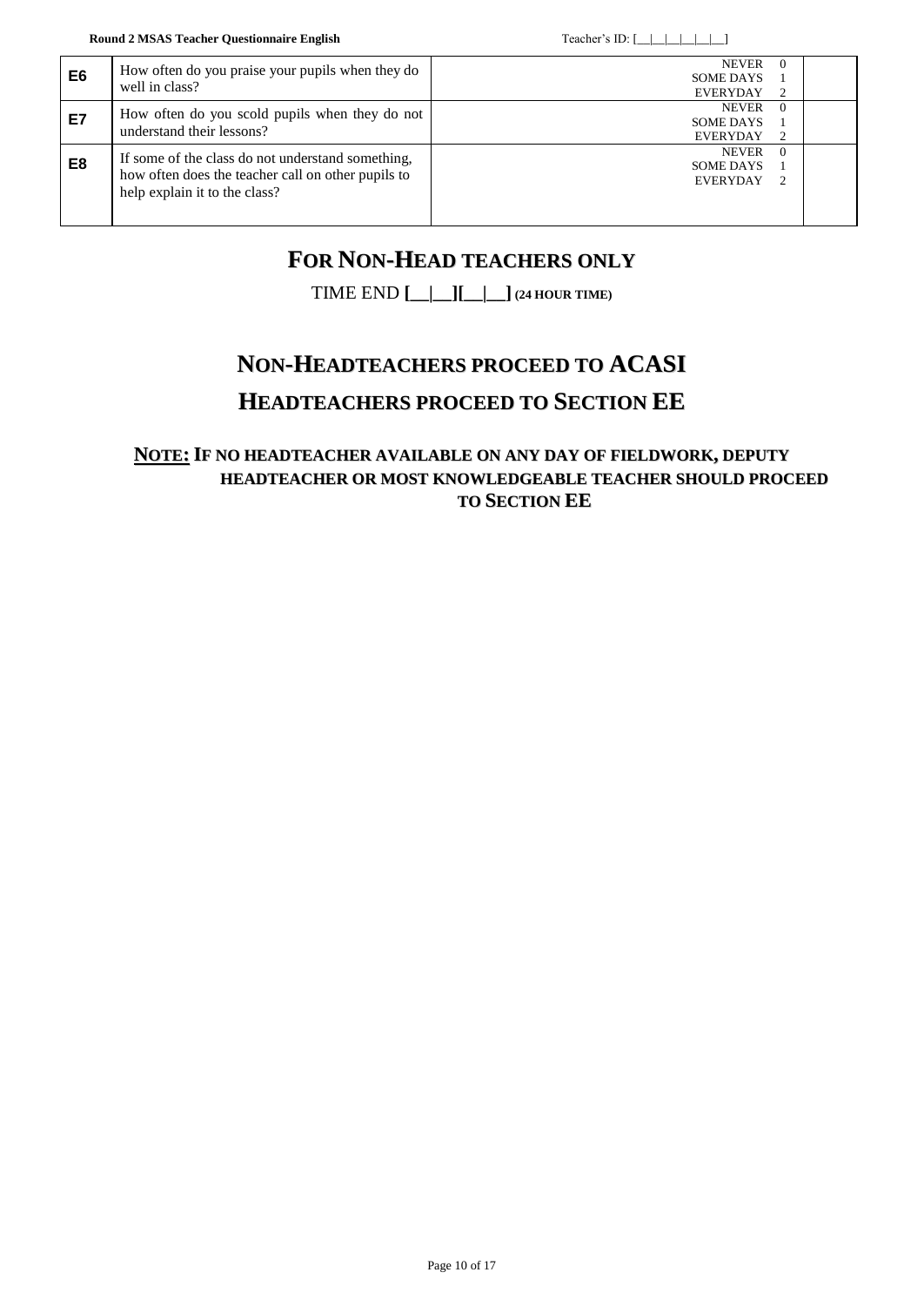| | | | |
|---|---|---|---|
| **E6** | How often do you praise your pupils when they do well in class? | NEVER 0<br>SOME DAYS 1<br>EVERYDAY 2 | |
| **E7** | How often do you scold pupils when they do not understand their lessons? | NEVER 0<br>SOME DAYS 1<br>EVERYDAY 2 | |
| **E8** | If some of the class do not understand something, how often does the teacher call on other pupils to help explain it to the class? | NEVER 0<br>SOME DAYS 1<br>EVERYDAY 2 | |

## FOR NON-HEAD TEACHERS ONLY

TIME END **[__|__][__|__] (24 HOUR TIME)**

## NON-HEADTEACHERS PROCEED TO ACASI

## HEADTEACHERS PROCEED TO SECTION EE

**NOTE: IF NO HEADTEACHER AVAILABLE ON ANY DAY OF FIELDWORK, DEPUTY HEADTEACHER OR MOST KNOWLEDGEABLE TEACHER SHOULD PROCEED TO SECTION EE**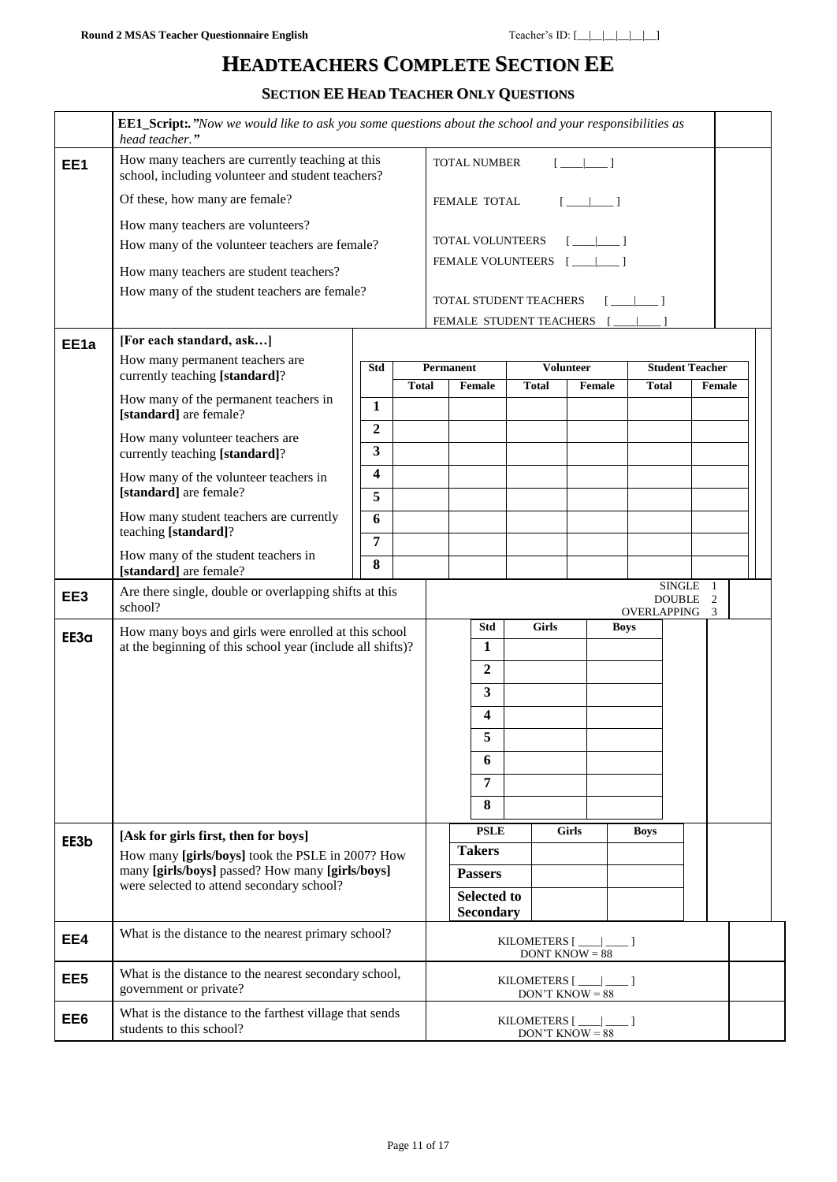# HEADTEACHERS COMPLETE SECTION EE

## SECTION EE HEAD TEACHER ONLY QUESTIONS

**EE1_Script:.** *"Now we would like to ask you some questions about the school and your responsibilities as head teacher."*

| | | | |
|---|---|---|---|
| **EE1** | How many teachers are currently teaching at this school, including volunteer and student teachers? | TOTAL NUMBER [___\|___] | |
| | Of these, how many are female? | FEMALE TOTAL [___\|___] | |
| | How many teachers are volunteers? | TOTAL VOLUNTEERS [___\|___] | |
| | How many of the volunteer teachers are female? | FEMALE VOLUNTEERS [___\|___] | |
| | How many teachers are student teachers? | TOTAL STUDENT TEACHERS [___\|___] | |
| | How many of the student teachers are female? | FEMALE STUDENT TEACHERS [___\|___] | |

**EE1a** **[For each standard, ask…]**

- How many permanent teachers are currently teaching **[standard]**?
- How many of the permanent teachers in **[standard]** are female?
- How many volunteer teachers are currently teaching **[standard]**?
- How many of the volunteer teachers in **[standard]** are female?
- How many student teachers are currently teaching **[standard]**?
- How many of the student teachers in **[standard]** are female?

| Std | Permanent | | Volunteer | | Student Teacher | |
|---|---|---|---|---|---|---|
| | Total | Female | Total | Female | Total | Female |
| 1 | | | | | | |
| 2 | | | | | | |
| 3 | | | | | | |
| 4 | | | | | | |
| 5 | | | | | | |
| 6 | | | | | | |
| 7 | | | | | | |
| 8 | | | | | | |

**EE3** Are there single, double or overlapping shifts at this school?

SINGLE 1
DOUBLE 2
OVERLAPPING 3

**EE3a** How many boys and girls were enrolled at this school at the beginning of this school year (include all shifts)?

| Std | Girls | Boys |
|---|---|---|
| 1 | | |
| 2 | | |
| 3 | | |
| 4 | | |
| 5 | | |
| 6 | | |
| 7 | | |
| 8 | | |

**EE3b** **[Ask for girls first, then for boys]**
How many **[girls/boys]** took the PSLE in 2007? How many **[girls/boys]** passed? How many **[girls/boys]** were selected to attend secondary school?

| PSLE | Girls | Boys |
|---|---|---|
| Takers | | |
| Passers | | |
| Selected to Secondary | | |

| | | | |
|---|---|---|---|
| **EE4** | What is the distance to the nearest primary school? | KILOMETERS [____\|____] DONT KNOW = 88 | |
| **EE5** | What is the distance to the nearest secondary school, government or private? | KILOMETERS [____\|____] DON'T KNOW = 88 | |
| **EE6** | What is the distance to the farthest village that sends students to this school? | KILOMETERS [____\|____] DON'T KNOW = 88 | |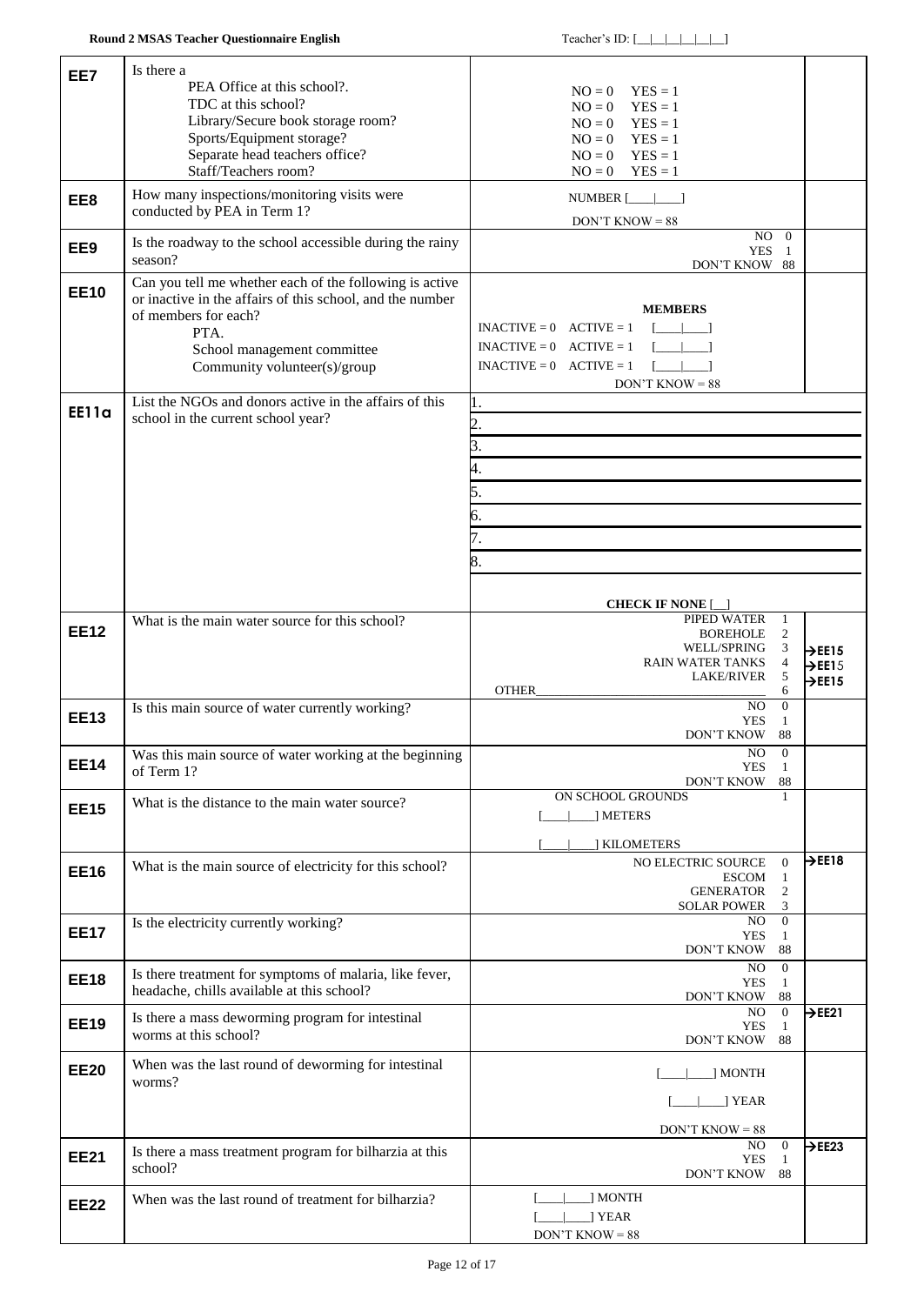| | | | |
|---|---|---|---|
| **EE7** | Is there a<br>PEA Office at this school?.<br>TDC at this school?<br>Library/Secure book storage room?<br>Sports/Equipment storage?<br>Separate head teachers office?<br>Staff/Teachers room? | NO = 0 YES = 1<br>NO = 0 YES = 1<br>NO = 0 YES = 1<br>NO = 0 YES = 1<br>NO = 0 YES = 1<br>NO = 0 YES = 1 | |
| **EE8** | How many inspections/monitoring visits were conducted by PEA in Term 1? | NUMBER [____\|____]<br>DON'T KNOW = 88 | |
| **EE9** | Is the roadway to the school accessible during the rainy season? | NO 0<br>YES 1<br>DON'T KNOW 88 | |
| **EE10** | Can you tell me whether each of the following is active or inactive in the affairs of this school, and the number of members for each?<br>PTA.<br>School management committee<br>Community volunteer(s)/group | **MEMBERS**<br>INACTIVE = 0 ACTIVE = 1 [____\|____]<br>INACTIVE = 0 ACTIVE = 1 [____\|____]<br>INACTIVE = 0 ACTIVE = 1 [____\|____]<br>DON'T KNOW = 88 | |
| **EE11a** | List the NGOs and donors active in the affairs of this school in the current school year? | 1.<br>2.<br>3.<br>4.<br>5.<br>6.<br>7.<br>8.<br>**CHECK IF NONE [__]** | |
| **EE12** | What is the main water source for this school? | PIPED WATER 1<br>BOREHOLE 2<br>WELL/SPRING 3<br>RAIN WATER TANKS 4<br>LAKE/RIVER 5<br>OTHER________________ 6 | <br><br>→EE15<br>→EE15<br>→EE15 |
| **EE13** | Is this main source of water currently working? | NO 0<br>YES 1<br>DON'T KNOW 88 | |
| **EE14** | Was this main source of water working at the beginning of Term 1? | NO 0<br>YES 1<br>DON'T KNOW 88 | |
| **EE15** | What is the distance to the main water source? | ON SCHOOL GROUNDS 1<br>[____\|____] METERS<br>[____\|____] KILOMETERS | |
| **EE16** | What is the main source of electricity for this school? | NO ELECTRIC SOURCE 0<br>ESCOM 1<br>GENERATOR 2<br>SOLAR POWER 3 | →EE18 |
| **EE17** | Is the electricity currently working? | NO 0<br>YES 1<br>DON'T KNOW 88 | |
| **EE18** | Is there treatment for symptoms of malaria, like fever, headache, chills available at this school? | NO 0<br>YES 1<br>DON'T KNOW 88 | |
| **EE19** | Is there a mass deworming program for intestinal worms at this school? | NO 0<br>YES 1<br>DON'T KNOW 88 | →EE21 |
| **EE20** | When was the last round of deworming for intestinal worms? | [____\|____] MONTH<br>[____\|____] YEAR<br>DON'T KNOW = 88 | |
| **EE21** | Is there a mass treatment program for bilharzia at this school? | NO 0<br>YES 1<br>DON'T KNOW 88 | →EE23 |
| **EE22** | When was the last round of treatment for bilharzia? | [____\|____] MONTH<br>[____\|____] YEAR<br>DON'T KNOW = 88 | |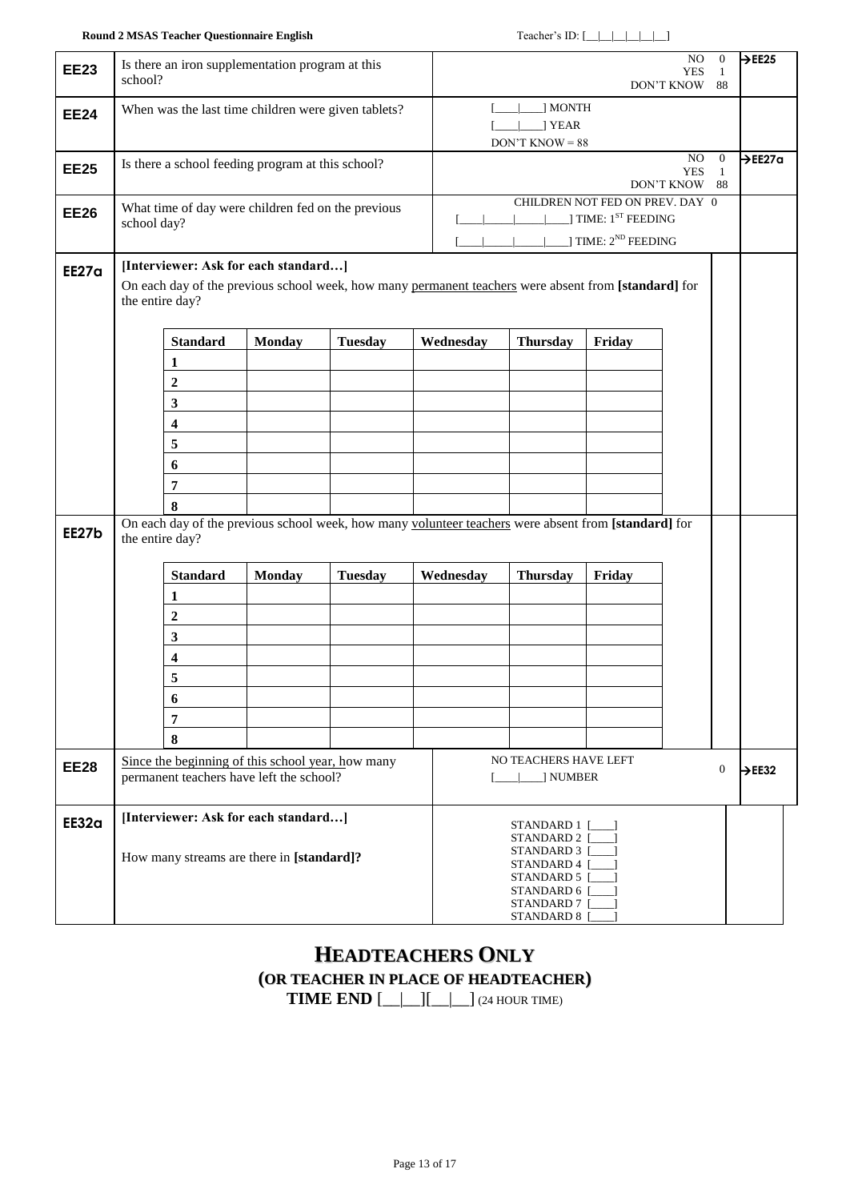| | | | |
|---|---|---|---|
| **EE23** | Is there an iron supplementation program at this school? | NO 0<br>YES 1<br>DON'T KNOW 88 | →EE25 |
| **EE24** | When was the last time children were given tablets? | [____|____] MONTH<br>[____|____] YEAR<br>DON'T KNOW = 88 | |
| **EE25** | Is there a school feeding program at this school? | NO 0<br>YES 1<br>DON'T KNOW 88 | →EE27a |
| **EE26** | What time of day were children fed on the previous school day? | CHILDREN NOT FED ON PREV. DAY 0<br>[____|_____|_____|____] TIME: 1ST FEEDING<br>[____|_____|_____|____] TIME: 2ND FEEDING | |

**EE27a** **[Interviewer: Ask for each standard…]**

On each day of the previous school week, how many permanent teachers were absent from **[standard]** for the entire day?

| Standard | Monday | Tuesday | Wednesday | Thursday | Friday |
|---|---|---|---|---|---|
| 1 | | | | | |
| 2 | | | | | |
| 3 | | | | | |
| 4 | | | | | |
| 5 | | | | | |
| 6 | | | | | |
| 7 | | | | | |
| 8 | | | | | |

**EE27b** On each day of the previous school week, how many volunteer teachers were absent from **[standard]** for the entire day?

| Standard | Monday | Tuesday | Wednesday | Thursday | Friday |
|---|---|---|---|---|---|
| 1 | | | | | |
| 2 | | | | | |
| 3 | | | | | |
| 4 | | | | | |
| 5 | | | | | |
| 6 | | | | | |
| 7 | | | | | |
| 8 | | | | | |

| | | | |
|---|---|---|---|
| **EE28** | Since the beginning of this school year, how many permanent teachers have left the school? | NO TEACHERS HAVE LEFT 0<br>[____|____] NUMBER | →EE32 |
| **EE32a** | **[Interviewer: Ask for each standard…]**<br>How many streams are there in **[standard]**? | STANDARD 1 [____]<br>STANDARD 2 [____]<br>STANDARD 3 [____]<br>STANDARD 4 [____]<br>STANDARD 5 [____]<br>STANDARD 6 [____]<br>STANDARD 7 [____]<br>STANDARD 8 [____] | |

# HEADTEACHERS ONLY

**(OR TEACHER IN PLACE OF HEADTEACHER)**

**TIME END** [__|__][__|__] (24 HOUR TIME)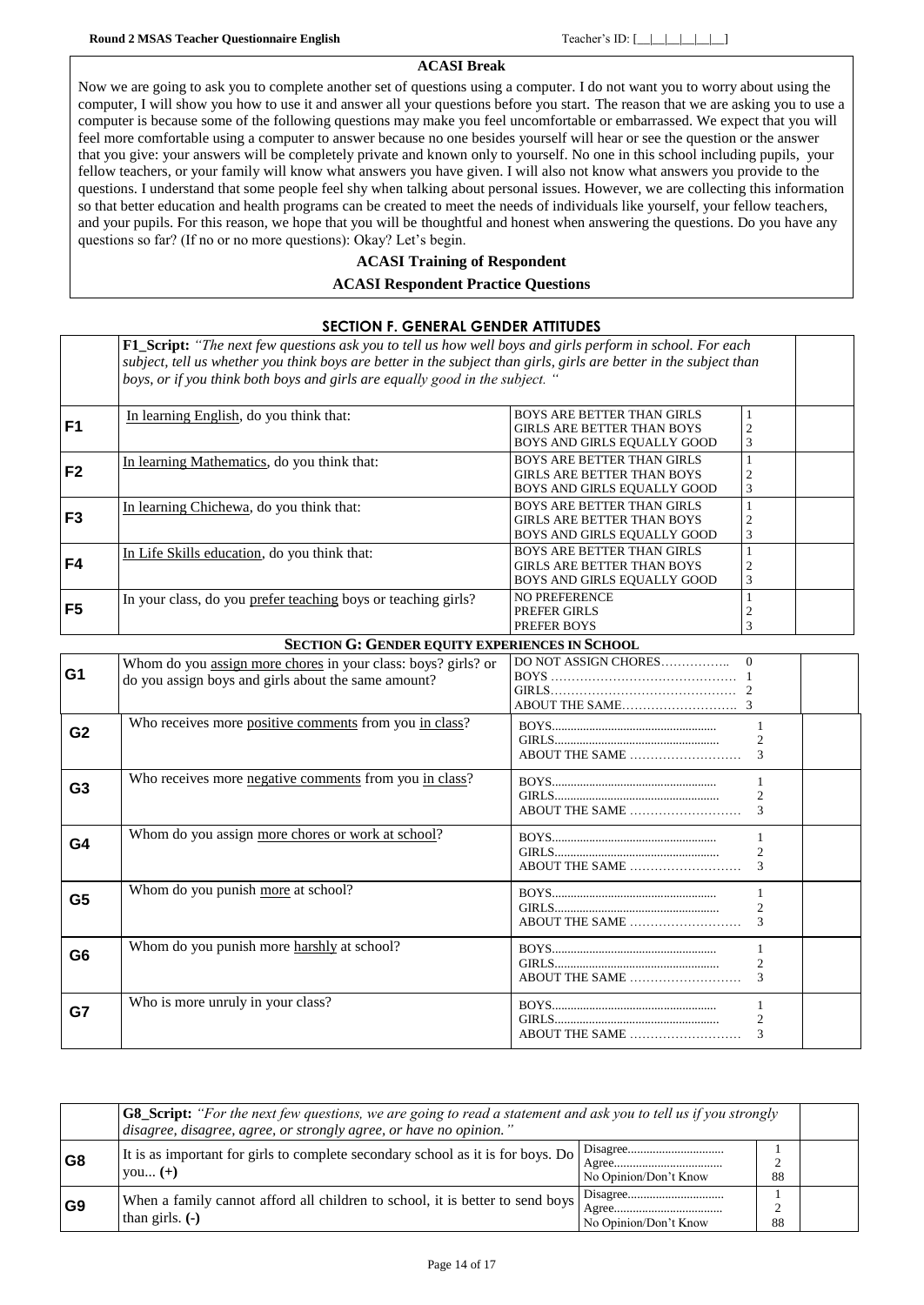**ACASI Break**

Now we are going to ask you to complete another set of questions using a computer. I do not want you to worry about using the computer, I will show you how to use it and answer all your questions before you start. The reason that we are asking you to use a computer is because some of the following questions may make you feel uncomfortable or embarrassed. We expect that you will feel more comfortable using a computer to answer because no one besides yourself will hear or see the question or the answer that you give: your answers will be completely private and known only to yourself. No one in this school including pupils, your fellow teachers, or your family will know what answers you have given. I will also not know what answers you provide to the questions. I understand that some people feel shy when talking about personal issues. However, we are collecting this information so that better education and health programs can be created to meet the needs of individuals like yourself, your fellow teachers, and your pupils. For this reason, we hope that you will be thoughtful and honest when answering the questions. Do you have any questions so far? (If no or no more questions): Okay? Let's begin.

**ACASI Training of Respondent**

**ACASI Respondent Practice Questions**

## SECTION F. GENERAL GENDER ATTITUDES

| | Question | Response | Code | |
|---|---|---|---|---|
| | **F1_Script:** *"The next few questions ask you to tell us how well boys and girls perform in school. For each subject, tell us whether you think boys are better in the subject than girls, girls are better in the subject than boys, or if you think both boys and girls are equally good in the subject. "* | | | |
| **F1** | In learning English, do you think that: | BOYS ARE BETTER THAN GIRLS<br>GIRLS ARE BETTER THAN BOYS<br>BOYS AND GIRLS EQUALLY GOOD | 1<br>2<br>3 | |
| **F2** | In learning Mathematics, do you think that: | BOYS ARE BETTER THAN GIRLS<br>GIRLS ARE BETTER THAN BOYS<br>BOYS AND GIRLS EQUALLY GOOD | 1<br>2<br>3 | |
| **F3** | In learning Chichewa, do you think that: | BOYS ARE BETTER THAN GIRLS<br>GIRLS ARE BETTER THAN BOYS<br>BOYS AND GIRLS EQUALLY GOOD | 1<br>2<br>3 | |
| **F4** | In Life Skills education, do you think that: | BOYS ARE BETTER THAN GIRLS<br>GIRLS ARE BETTER THAN BOYS<br>BOYS AND GIRLS EQUALLY GOOD | 1<br>2<br>3 | |
| **F5** | In your class, do you prefer teaching boys or teaching girls? | NO PREFERENCE<br>PREFER GIRLS<br>PREFER BOYS | 1<br>2<br>3 | |

## SECTION G: GENDER EQUITY EXPERIENCES IN SCHOOL

| | Question | Response | Code | |
|---|---|---|---|---|
| **G1** | Whom do you assign more chores in your class: boys? girls? or do you assign boys and girls about the same amount? | DO NOT ASSIGN CHORES<br>BOYS<br>GIRLS<br>ABOUT THE SAME | 0<br>1<br>2<br>3 | |
| **G2** | Who receives more positive comments from you in class? | BOYS<br>GIRLS<br>ABOUT THE SAME | 1<br>2<br>3 | |
| **G3** | Who receives more negative comments from you in class? | BOYS<br>GIRLS<br>ABOUT THE SAME | 1<br>2<br>3 | |
| **G4** | Whom do you assign more chores or work at school? | BOYS<br>GIRLS<br>ABOUT THE SAME | 1<br>2<br>3 | |
| **G5** | Whom do you punish more at school? | BOYS<br>GIRLS<br>ABOUT THE SAME | 1<br>2<br>3 | |
| **G6** | Whom do you punish more harshly at school? | BOYS<br>GIRLS<br>ABOUT THE SAME | 1<br>2<br>3 | |
| **G7** | Who is more unruly in your class? | BOYS<br>GIRLS<br>ABOUT THE SAME | 1<br>2<br>3 | |

| | Question | Response | Code | |
|---|---|---|---|---|
| | **G8_Script:** *"For the next few questions, we are going to read a statement and ask you to tell us if you strongly disagree, disagree, agree, or strongly agree, or have no opinion."* | | | |
| **G8** | It is as important for girls to complete secondary school as it is for boys. Do you... **(+)** | Disagree<br>Agree<br>No Opinion/Don't Know | 1<br>2<br>88 | |
| **G9** | When a family cannot afford all children to school, it is better to send boys than girls. **(-)** | Disagree<br>Agree<br>No Opinion/Don't Know | 1<br>2<br>88 | |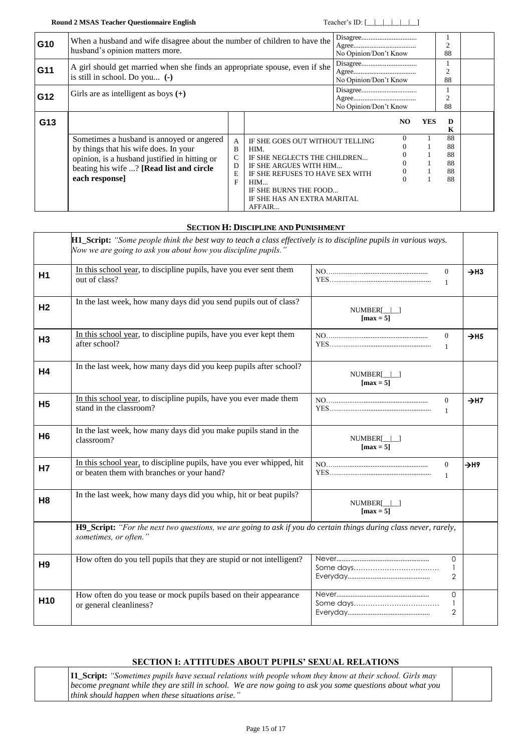| | | | |
|---|---|---|---|
| **G10** | When a husband and wife disagree about the number of children to have the husband's opinion matters more. | Disagree............................... 1<br>Agree................................... 2<br>No Opinion/Don't Know 88 | |
| **G11** | A girl should get married when she finds an appropriate spouse, even if she is still in school. Do you... **(-)** | Disagree............................... 1<br>Agree................................... 2<br>No Opinion/Don't Know 88 | |
| **G12** | Girls are as intelligent as boys **(+)** | Disagree............................... 1<br>Agree................................... 2<br>No Opinion/Don't Know 88 | |

| | | | | NO | YES | DK | |
|---|---|---|---|---|---|---|---|
| **G13** | Sometimes a husband is annoyed or angered by things that his wife does. In your opinion, is a husband justified in hitting or beating his wife ...? **[Read list and circle each response]** | A | IF SHE GOES OUT WITHOUT TELLING HIM. | 0 | 1 | 88 | |
| | | B | IF SHE NEGLECTS THE CHILDREN... | 0 | 1 | 88 | |
| | | C | IF SHE ARGUES WITH HIM... | 0 | 1 | 88 | |
| | | D | IF SHE REFUSES TO HAVE SEX WITH HIM... | 0 | 1 | 88 | |
| | | E | IF SHE BURNS THE FOOD... | 0 | 1 | 88 | |
| | | F | IF SHE HAS AN EXTRA MARITAL AFFAIR... | 0 | 1 | 88 | |

## SECTION H: DISCIPLINE AND PUNISHMENT

| | | | |
|---|---|---|---|
| | **H1_Script:** *"Some people think the best way to teach a class effectively is to discipline pupils in various ways. Now we are going to ask you about how you discipline pupils."* | | |
| **H1** | In this school year, to discipline pupils, have you ever sent them out of class? | NO....................................... 0<br>YES...................................... 1 | →H3 |
| **H2** | In the last week, how many days did you send pupils out of class? | NUMBER[__\|__]<br>**[max = 5]** | |
| **H3** | In this school year, to discipline pupils, have you ever kept them after school? | NO....................................... 0<br>YES...................................... 1 | →H5 |
| **H4** | In the last week, how many days did you keep pupils after school? | NUMBER[__\|__]<br>**[max = 5]** | |
| **H5** | In this school year, to discipline pupils, have you ever made them stand in the classroom? | NO....................................... 0<br>YES...................................... 1 | →H7 |
| **H6** | In the last week, how many days did you make pupils stand in the classroom? | NUMBER[__\|__]<br>**[max = 5]** | |
| **H7** | In this school year, to discipline pupils, have you ever whipped, hit or beaten them with branches or your hand? | NO....................................... 0<br>YES...................................... 1 | →H9 |
| **H8** | In the last week, how many days did you whip, hit or beat pupils? | NUMBER[__\|__]<br>**[max = 5]** | |
| | **H9_Script:** *"For the next two questions, we are going to ask if you do certain things during class never, rarely, sometimes, or often."* | | |
| **H9** | How often do you tell pupils that they are stupid or not intelligent? | Never..................................... 0<br>Some days.............................. 1<br>Everyday................................ 2 | |
| **H10** | How often do you tease or mock pupils based on their appearance or general cleanliness? | Never..................................... 0<br>Some days.............................. 1<br>Everyday................................ 2 | |

## SECTION I: ATTITUDES ABOUT PUPILS' SEXUAL RELATIONS

| | | |
|---|---|---|
| | **I1_Script:** *"Sometimes pupils have sexual relations with people whom they know at their school. Girls may become pregnant while they are still in school. We are now going to ask you some questions about what you think should happen when these situations arise."* | |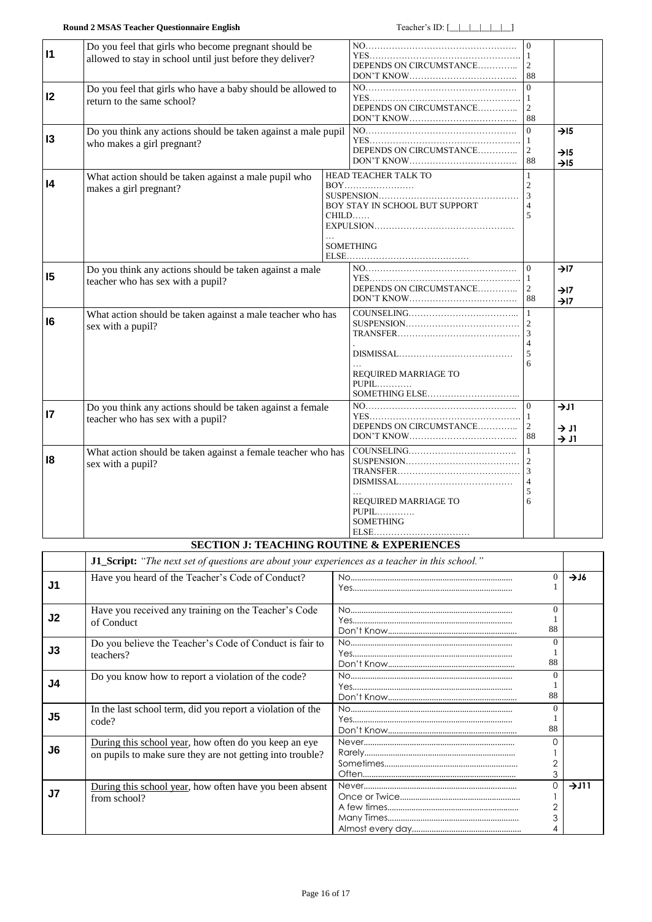| | | | | |
|---|---|---|---|---|
| **I1** | Do you feel that girls who become pregnant should be allowed to stay in school until just before they deliver? | NO………………………………………<br>YES………………………………………<br>DEPENDS ON CIRCUMSTANCE…………..<br>DON'T KNOW……………………………… | 0<br>1<br>2<br>88 | |
| **I2** | Do you feel that girls who have a baby should be allowed to return to the same school? | NO………………………………………<br>YES………………………………………<br>DEPENDS ON CIRCUMSTANCE…………..<br>DON'T KNOW……………………………… | 0<br>1<br>2<br>88 | |
| **I3** | Do you think any actions should be taken against a male pupil who makes a girl pregnant? | NO………………………………………<br>YES………………………………………<br>DEPENDS ON CIRCUMSTANCE…………..<br>DON'T KNOW……………………………… | 0<br>1<br>2<br>88 | →I5<br><br>→I5<br>→I5 |
| **I4** | What action should be taken against a male pupil who makes a girl pregnant? | HEAD TEACHER TALK TO BOY……………………<br>SUSPENSION…………………………………………<br>BOY STAY IN SCHOOL BUT SUPPORT CHILD……<br>EXPULSION……………………………………………<br>SOMETHING ELSE…………………………………… | 1<br>2<br>3<br>4<br>5 | |
| **I5** | Do you think any actions should be taken against a male teacher who has sex with a pupil? | NO………………………………………<br>YES………………………………………<br>DEPENDS ON CIRCUMSTANCE…………..<br>DON'T KNOW……………………………… | 0<br>1<br>2<br>88 | →I7<br><br>→I7<br>→I7 |
| **I6** | What action should be taken against a male teacher who has sex with a pupil? | COUNSELING………………………………<br>SUSPENSION…………………………………<br>TRANSFER……………………………………<br>DISMISSAL…………………………………<br>REQUIRED MARRIAGE TO PUPIL…………<br>SOMETHING ELSE………………………… | 1<br>2<br>3<br>4<br>5<br>6 | |
| **I7** | Do you think any actions should be taken against a female teacher who has sex with a pupil? | NO………………………………………<br>YES………………………………………<br>DEPENDS ON CIRCUMSTANCE…………..<br>DON'T KNOW……………………………… | 0<br>1<br>2<br>88 | →J1<br><br>→ J1<br>→ J1 |
| **I8** | What action should be taken against a female teacher who has sex with a pupil? | COUNSELING………………………………<br>SUSPENSION…………………………………<br>TRANSFER……………………………………<br>DISMISSAL…………………………………<br>REQUIRED MARRIAGE TO PUPIL…………<br>SOMETHING ELSE…………………………… | 1<br>2<br>3<br>4<br>5<br>6 | |

## SECTION J: TEACHING ROUTINE & EXPERIENCES

| | | | | |
|---|---|---|---|---|
| | **J1_Script:** *"The next set of questions are about your experiences as a teacher in this school."* | | | |
| **J1** | Have you heard of the Teacher's Code of Conduct? | No……………………………………<br>Yes…………………………………… | 0<br>1 | →J6 |
| **J2** | Have you received any training on the Teacher's Code of Conduct | No……………………………………<br>Yes……………………………………<br>Don't Know…………………………… | 0<br>1<br>88 | |
| **J3** | Do you believe the Teacher's Code of Conduct is fair to teachers? | No……………………………………<br>Yes……………………………………<br>Don't Know…………………………… | 0<br>1<br>88 | |
| **J4** | Do you know how to report a violation of the code? | No……………………………………<br>Yes……………………………………<br>Don't Know…………………………… | 0<br>1<br>88 | |
| **J5** | In the last school term, did you report a violation of the code? | No……………………………………<br>Yes……………………………………<br>Don't Know…………………………… | 0<br>1<br>88 | |
| **J6** | <u>During this school year</u>, how often do you keep an eye on pupils to make sure they are not getting into trouble? | Never……………………………………<br>Rarely……………………………………<br>Sometimes………………………………<br>Often…………………………………… | 0<br>1<br>2<br>3 | |
| **J7** | <u>During this school year</u>, how often have you been absent from school? | Never……………………………………<br>Once or Twice……………………………<br>A few times………………………………<br>Many Times………………………………<br>Almost every day………………………… | 0<br>1<br>2<br>3<br>4 | →J11 |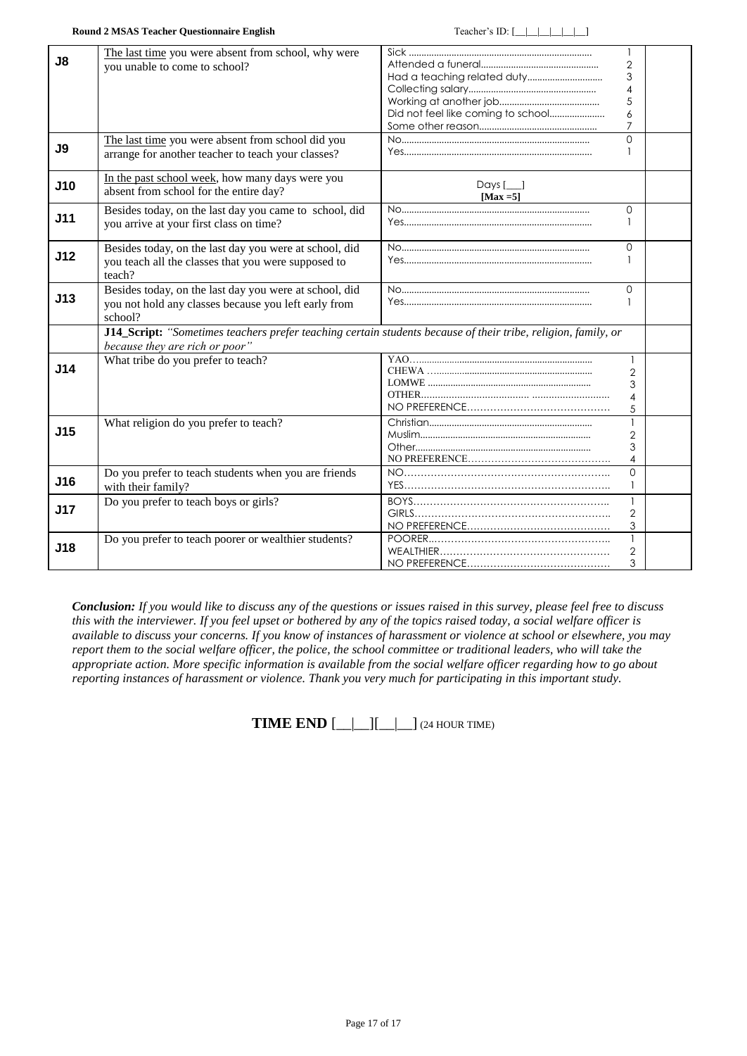| | | | |
|---|---|---|---|
| **J8** | The last time you were absent from school, why were you unable to come to school? | Sick ... 1<br>Attended a funeral ... 2<br>Had a teaching related duty ... 3<br>Collecting salary ... 4<br>Working at another job ... 5<br>Did not feel like coming to school ... 6<br>Some other reason ... 7 | |
| **J9** | The last time you were absent from school did you arrange for another teacher to teach your classes? | No ... 0<br>Yes ... 1 | |
| **J10** | In the past school week, how many days were you absent from school for the entire day? | Days [___]<br>**[Max =5]** | |
| **J11** | Besides today, on the last day you came to school, did you arrive at your first class on time? | No ... 0<br>Yes ... 1 | |
| **J12** | Besides today, on the last day you were at school, did you teach all the classes that you were supposed to teach? | No ... 0<br>Yes ... 1 | |
| **J13** | Besides today, on the last day you were at school, did you not hold any classes because you left early from school? | No ... 0<br>Yes ... 1 | |
| | **J14_Script:** *"Sometimes teachers prefer teaching certain students because of their tribe, religion, family, or because they are rich or poor"* | | |
| **J14** | What tribe do you prefer to teach? | YAO ... 1<br>CHEWA ... 2<br>LOMWE ... 3<br>OTHER ... 4<br>NO PREFERENCE ... 5 | |
| **J15** | What religion do you prefer to teach? | Christian ... 1<br>Muslim ... 2<br>Other ... 3<br>NO PREFERENCE ... 4 | |
| **J16** | Do you prefer to teach students when you are friends with their family? | NO ... 0<br>YES ... 1 | |
| **J17** | Do you prefer to teach boys or girls? | BOYS ... 1<br>GIRLS ... 2<br>NO PREFERENCE ... 3 | |
| **J18** | Do you prefer to teach poorer or wealthier students? | POORER ... 1<br>WEALTHIER ... 2<br>NO PREFERENCE ... 3 | |

***Conclusion:*** *If you would like to discuss any of the questions or issues raised in this survey, please feel free to discuss this with the interviewer. If you feel upset or bothered by any of the topics raised today, a social welfare officer is available to discuss your concerns. If you know of instances of harassment or violence at school or elsewhere, you may report them to the social welfare officer, the police, the school committee or traditional leaders, who will take the appropriate action. More specific information is available from the social welfare officer regarding how to go about reporting instances of harassment or violence. Thank you very much for participating in this important study.*

**TIME END** [__|__][__|__] (24 HOUR TIME)